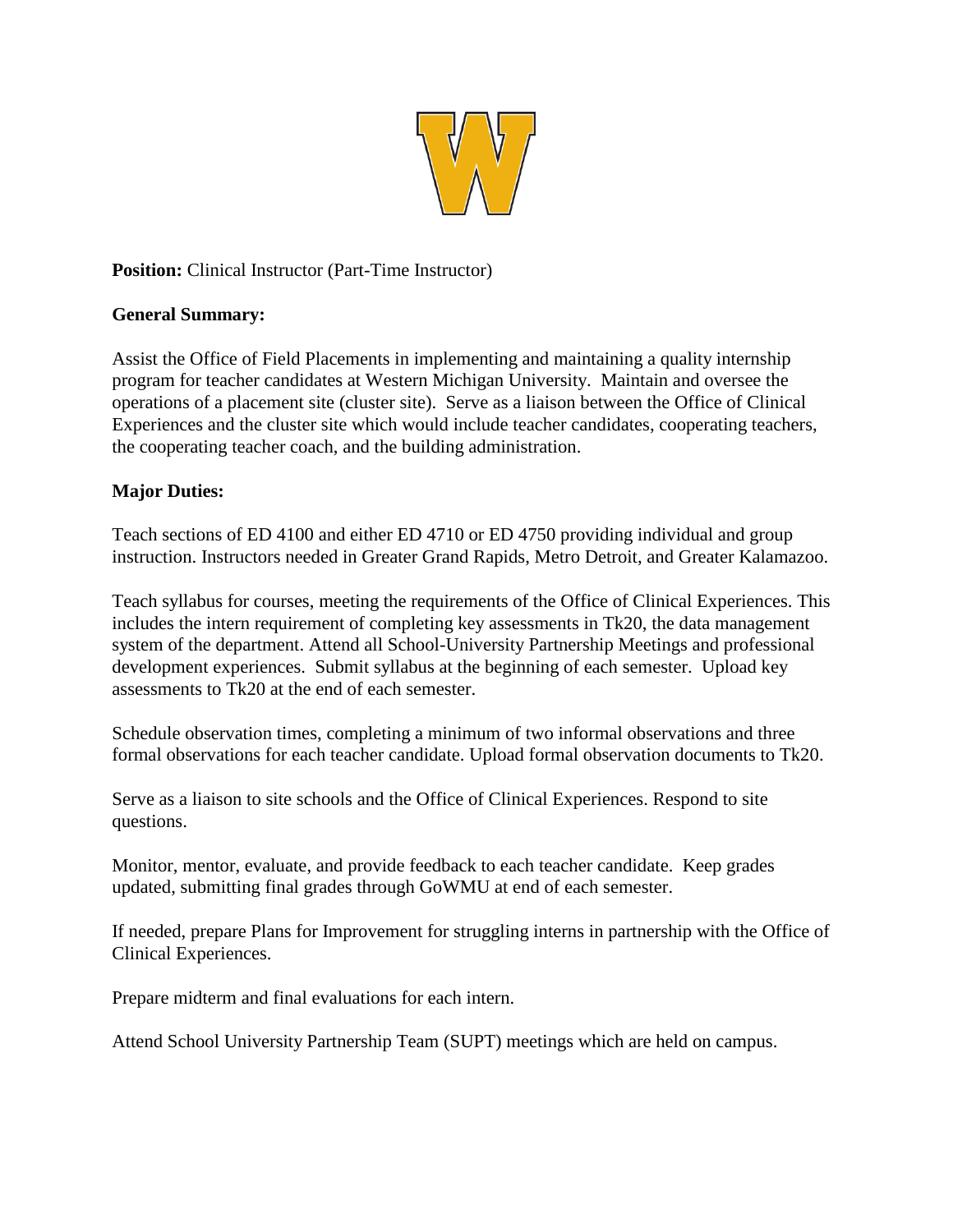**Position:** Clinical Instructor (Part-Time Instructor)

**General Summary:**

Assist the Office of Field Placements in implementing and maintaining a quality internship program for teacher candidates at Western Michigan University. Maintain and oversee the operations of a placement site (cluster site). Serve as a liaison between the Office of Clinical Experiences and the cluster site which would include teacher candidates, cooperating teachers, the cooperating teacher coach, and the building administration.

**Major Duties:**

Teach sections of ED 4100 and either ED 4710 or ED 4750 providing individual and group instruction. Instructors needed in Greater Grand Rapids, Metro Detroit, and Greater Kalamazoo.

Teach syllabus for courses, meeting the requirements of the Office of Clinical Experiences. This includes the intern requirement of completing key assessments in Tk20, the data management system of the department. Attend all School-University Partnership Meetings and professional development experiences. Submit syllabus at the beginning of each semester. Upload key assessments to Tk20 at the end of each semester.

Schedule observation times, completing a minimum of two informal observations and three formal observations for each teacher candidate. Upload formal observation documents to Tk20.

Serve as a liaison to site schools and the Office of Clinical Experiences. Respond to site questions.

Monitor, mentor, evaluate, and provide feedback to each teacher candidate. Keep grades updated, submitting final grades through GoWMU at end of each semester.

If needed, prepare Plans for Improvement for struggling interns in partnership with the Office of Clinical Experiences.

Prepare midterm and final evaluations for each intern.

Attend School University Partnership Team (SUPT) meetings which are held on campus.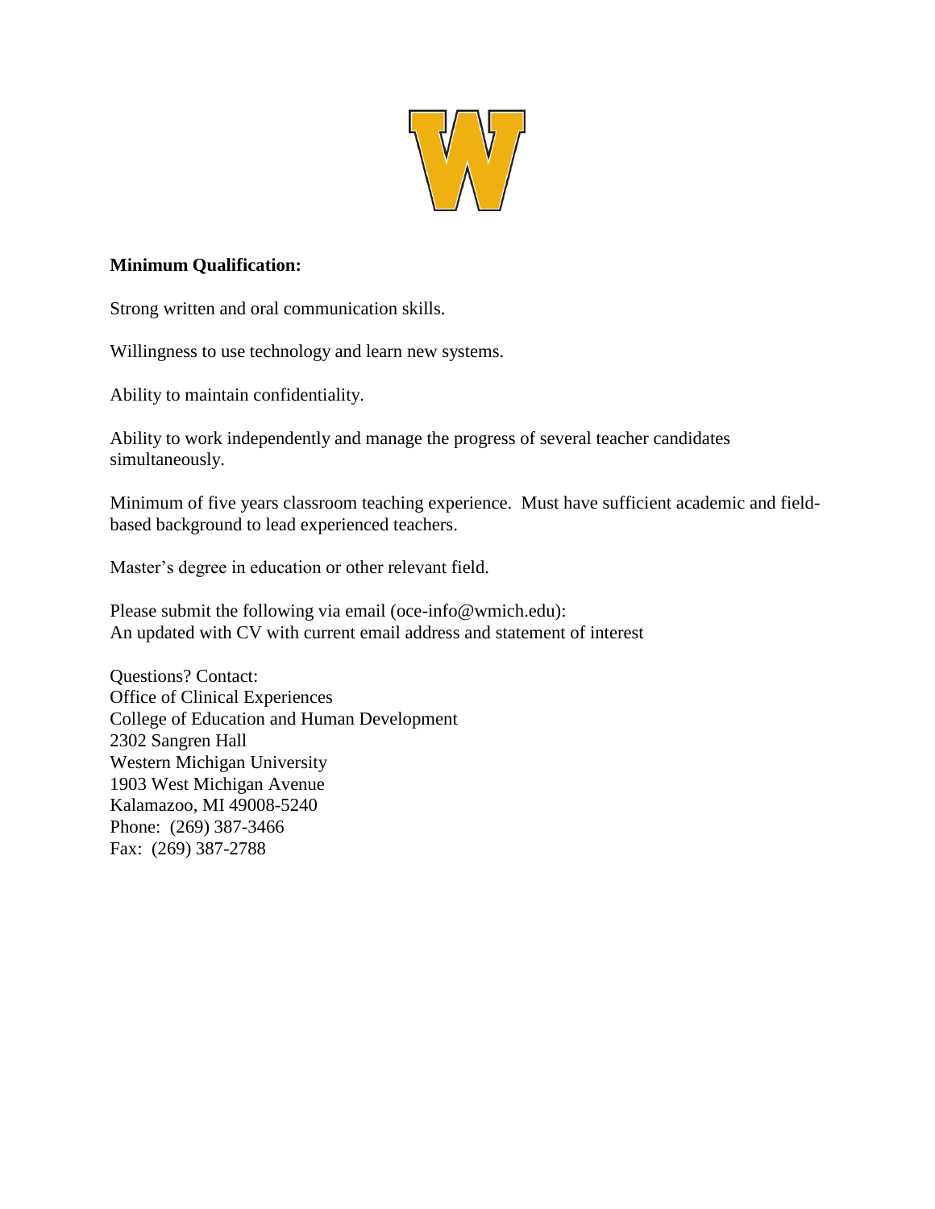**Minimum Qualification:**

Strong written and oral communication skills.

Willingness to use technology and learn new systems.

Ability to maintain confidentiality.

Ability to work independently and manage the progress of several teacher candidates simultaneously.

Minimum of five years classroom teaching experience. Must have sufficient academic and field-based background to lead experienced teachers.

Master's degree in education or other relevant field.

Please submit the following via email (oce-info@wmich.edu):
An updated with CV with current email address and statement of interest

Questions? Contact:
Office of Clinical Experiences
College of Education and Human Development
2302 Sangren Hall
Western Michigan University
1903 West Michigan Avenue
Kalamazoo, MI 49008-5240
Phone: (269) 387-3466
Fax: (269) 387-2788